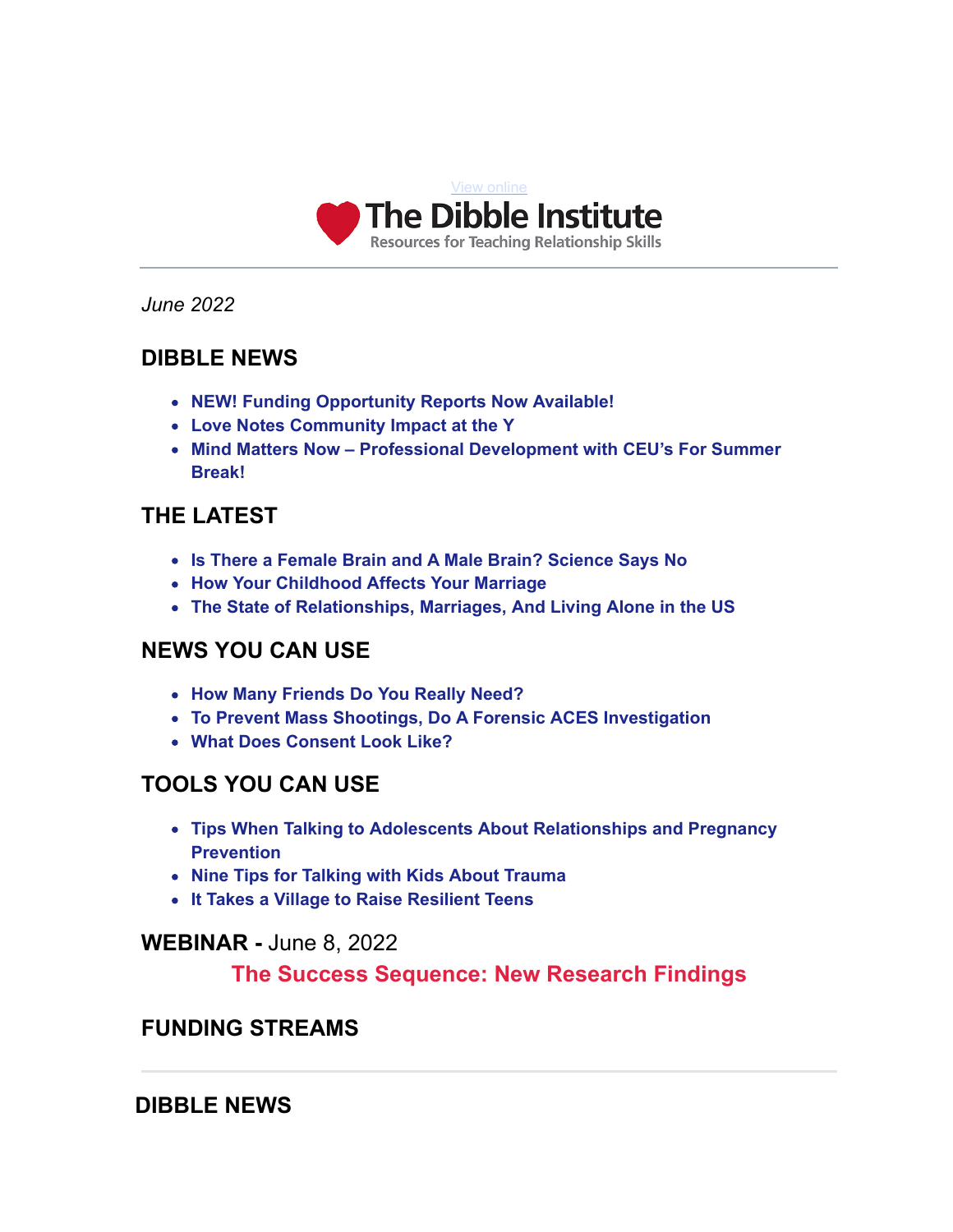View online

# The Dibble Institute

Resources for Teaching Relationship Skills

*June 2022*

## DIBBLE NEWS

- **NEW! Funding Opportunity Reports Now Available!**
- **Love Notes Community Impact at the Y**
- **Mind Matters Now – Professional Development with CEU's For Summer Break!**

## THE LATEST

- **Is There a Female Brain and A Male Brain? Science Says No**
- **How Your Childhood Affects Your Marriage**
- **The State of Relationships, Marriages, And Living Alone in the US**

## NEWS YOU CAN USE

- **How Many Friends Do You Really Need?**
- **To Prevent Mass Shootings, Do A Forensic ACES Investigation**
- **What Does Consent Look Like?**

## TOOLS YOU CAN USE

- **Tips When Talking to Adolescents About Relationships and Pregnancy Prevention**
- **Nine Tips for Talking with Kids About Trauma**
- **It Takes a Village to Raise Resilient Teens**

## WEBINAR - June 8, 2022

**The Success Sequence: New Research Findings**

## FUNDING STREAMS

---

## DIBBLE NEWS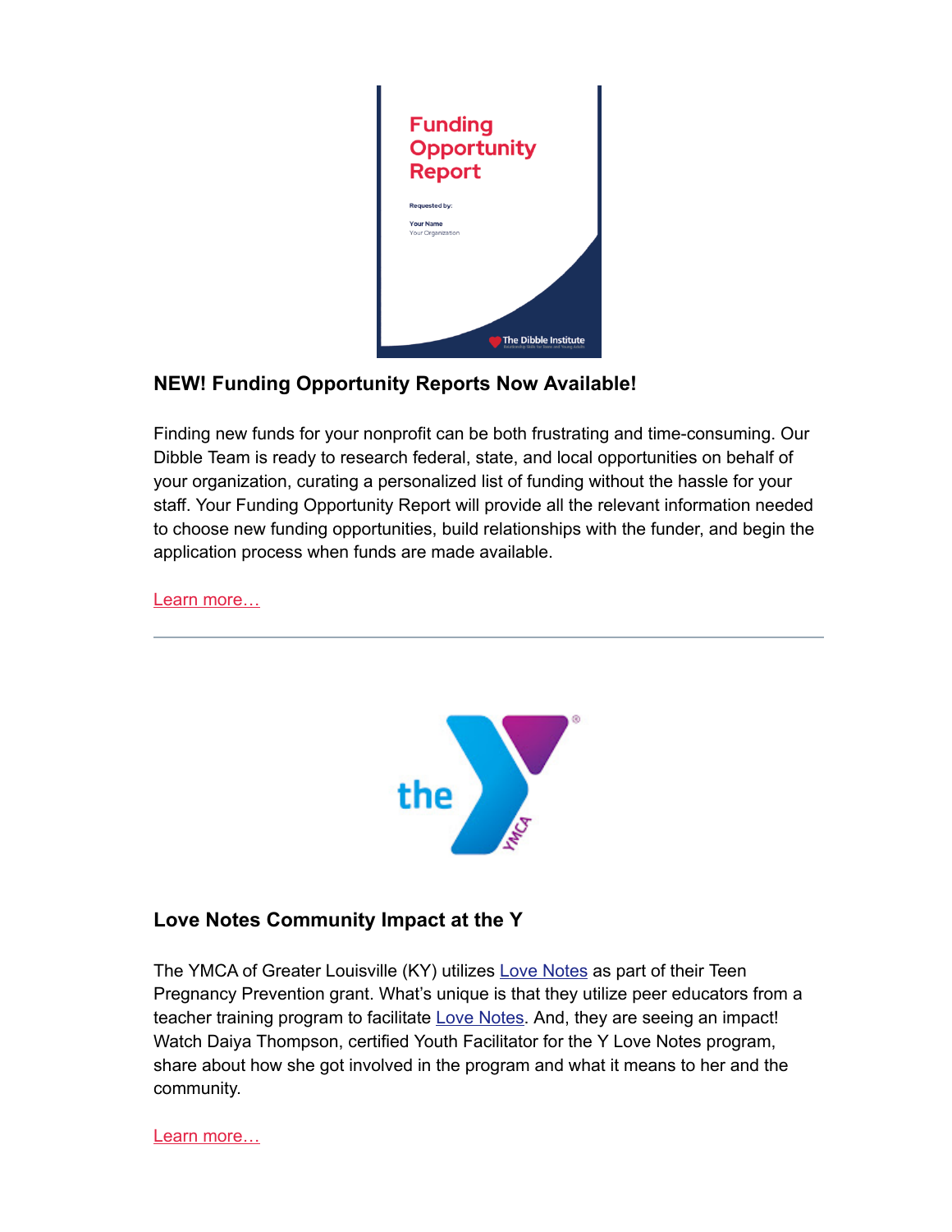## NEW! Funding Opportunity Reports Now Available!

Finding new funds for your nonprofit can be both frustrating and time-consuming. Our Dibble Team is ready to research federal, state, and local opportunities on behalf of your organization, curating a personalized list of funding without the hassle for your staff. Your Funding Opportunity Report will provide all the relevant information needed to choose new funding opportunities, build relationships with the funder, and begin the application process when funds are made available.

Learn more…

---

## Love Notes Community Impact at the Y

The YMCA of Greater Louisville (KY) utilizes Love Notes as part of their Teen Pregnancy Prevention grant. What's unique is that they utilize peer educators from a teacher training program to facilitate Love Notes. And, they are seeing an impact! Watch Daiya Thompson, certified Youth Facilitator for the Y Love Notes program, share about how she got involved in the program and what it means to her and the community.

Learn more…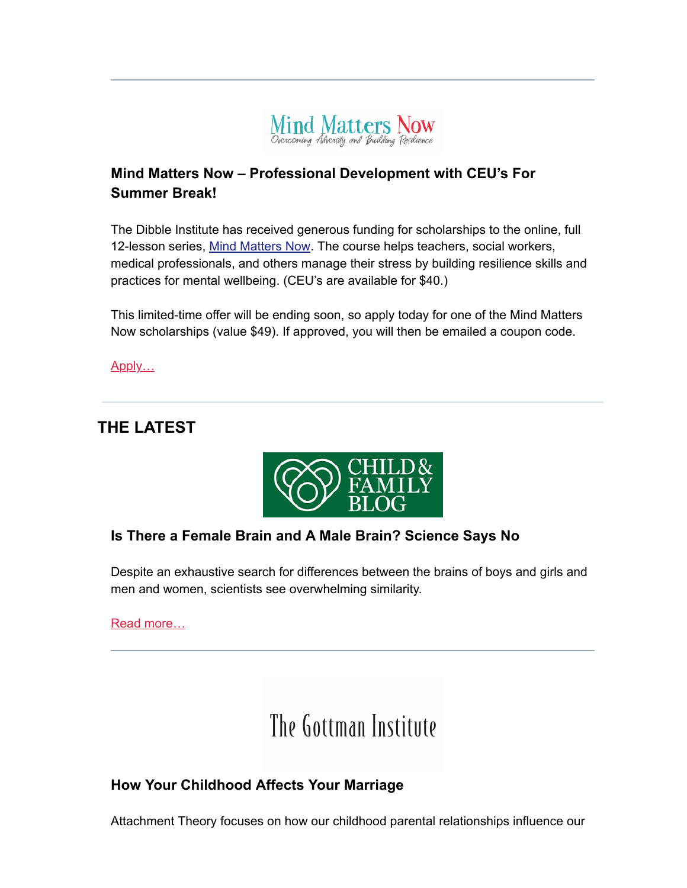Mind Matters Now
Overcoming Adversity and Building Resilience

### Mind Matters Now – Professional Development with CEU's For Summer Break!

The Dibble Institute has received generous funding for scholarships to the online, full 12-lesson series, [Mind Matters Now](). The course helps teachers, social workers, medical professionals, and others manage their stress by building resilience skills and practices for mental wellbeing. (CEU's are available for $40.)

This limited-time offer will be ending soon, so apply today for one of the Mind Matters Now scholarships (value $49). If approved, you will then be emailed a coupon code.

[Apply…]()

---

## THE LATEST

CHILD & FAMILY BLOG

### Is There a Female Brain and A Male Brain? Science Says No

Despite an exhaustive search for differences between the brains of boys and girls and men and women, scientists see overwhelming similarity.

[Read more…]()

---

The Gottman Institute

### How Your Childhood Affects Your Marriage

Attachment Theory focuses on how our childhood parental relationships influence our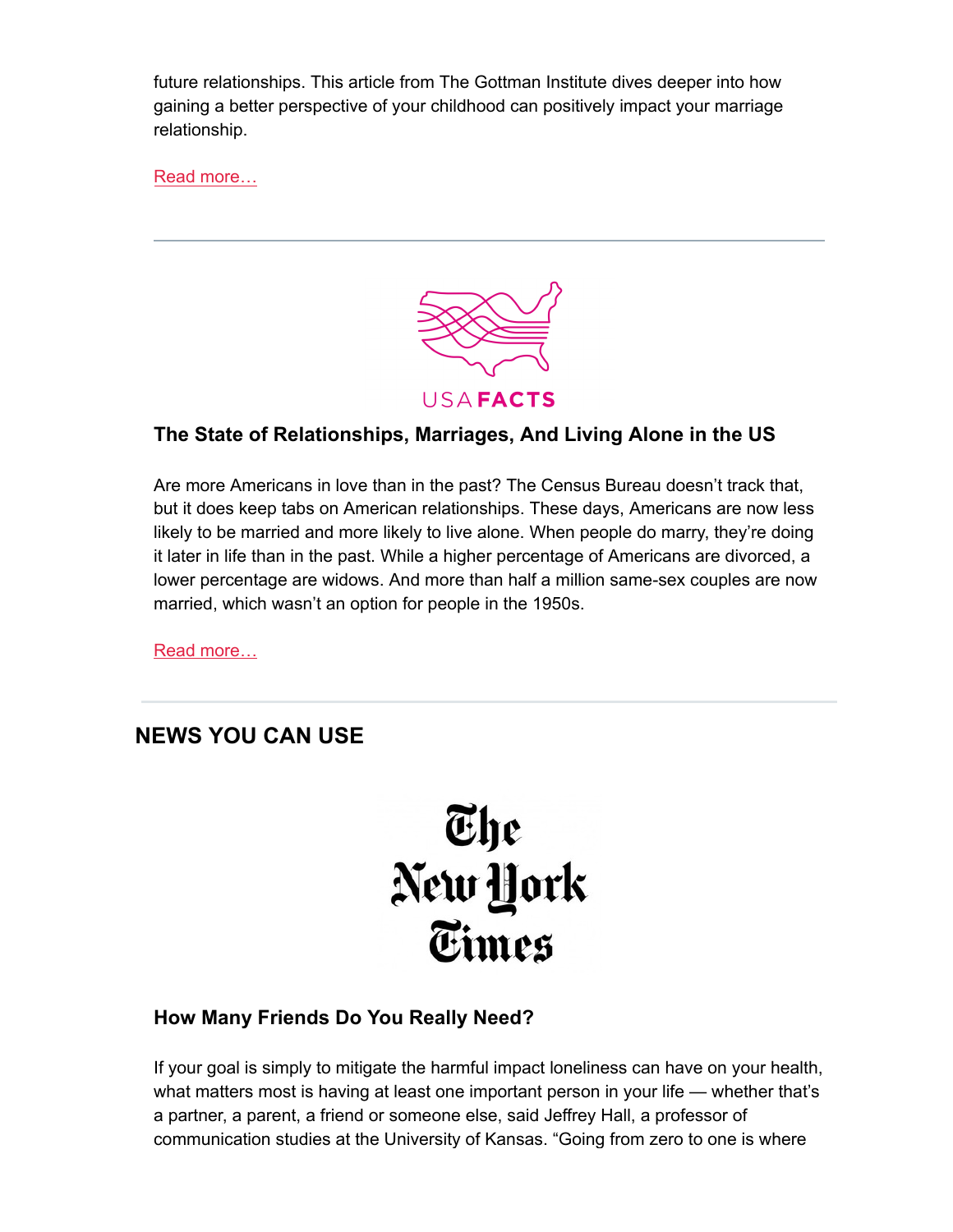future relationships. This article from The Gottman Institute dives deeper into how gaining a better perspective of your childhood can positively impact your marriage relationship.

Read more…

---

USAFACTS

### The State of Relationships, Marriages, And Living Alone in the US

Are more Americans in love than in the past? The Census Bureau doesn't track that, but it does keep tabs on American relationships. These days, Americans are now less likely to be married and more likely to live alone. When people do marry, they're doing it later in life than in the past. While a higher percentage of Americans are divorced, a lower percentage are widows. And more than half a million same-sex couples are now married, which wasn't an option for people in the 1950s.

Read more…

---

## NEWS YOU CAN USE

The New York Times

### How Many Friends Do You Really Need?

If your goal is simply to mitigate the harmful impact loneliness can have on your health, what matters most is having at least one important person in your life — whether that's a partner, a parent, a friend or someone else, said Jeffrey Hall, a professor of communication studies at the University of Kansas. "Going from zero to one is where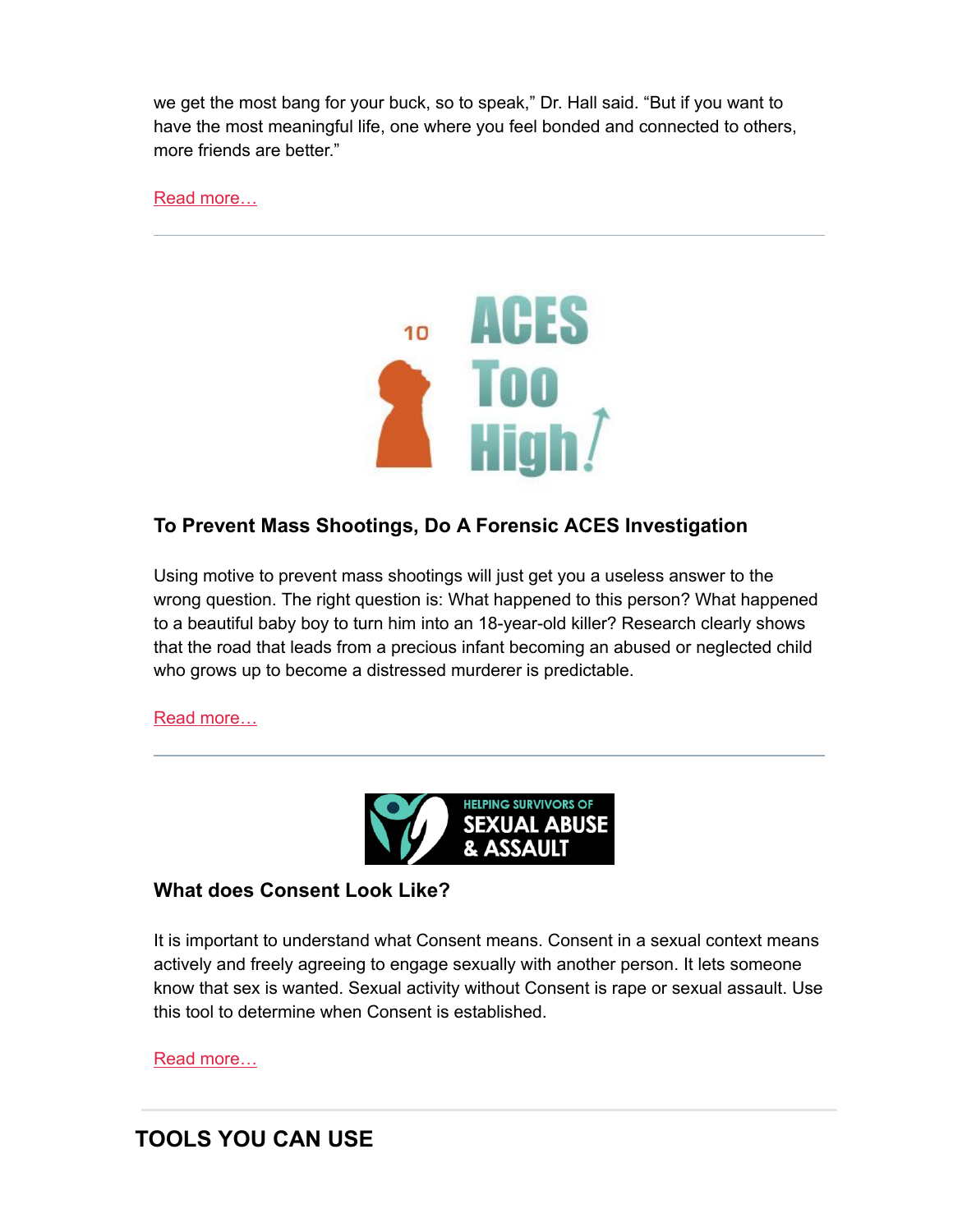we get the most bang for your buck, so to speak," Dr. Hall said. "But if you want to have the most meaningful life, one where you feel bonded and connected to others, more friends are better."

Read more…

---

### To Prevent Mass Shootings, Do A Forensic ACES Investigation

Using motive to prevent mass shootings will just get you a useless answer to the wrong question. The right question is: What happened to this person? What happened to a beautiful baby boy to turn him into an 18-year-old killer? Research clearly shows that the road that leads from a precious infant becoming an abused or neglected child who grows up to become a distressed murderer is predictable.

Read more…

---

### What does Consent Look Like?

It is important to understand what Consent means. Consent in a sexual context means actively and freely agreeing to engage sexually with another person. It lets someone know that sex is wanted. Sexual activity without Consent is rape or sexual assault. Use this tool to determine when Consent is established.

Read more…

---

## TOOLS YOU CAN USE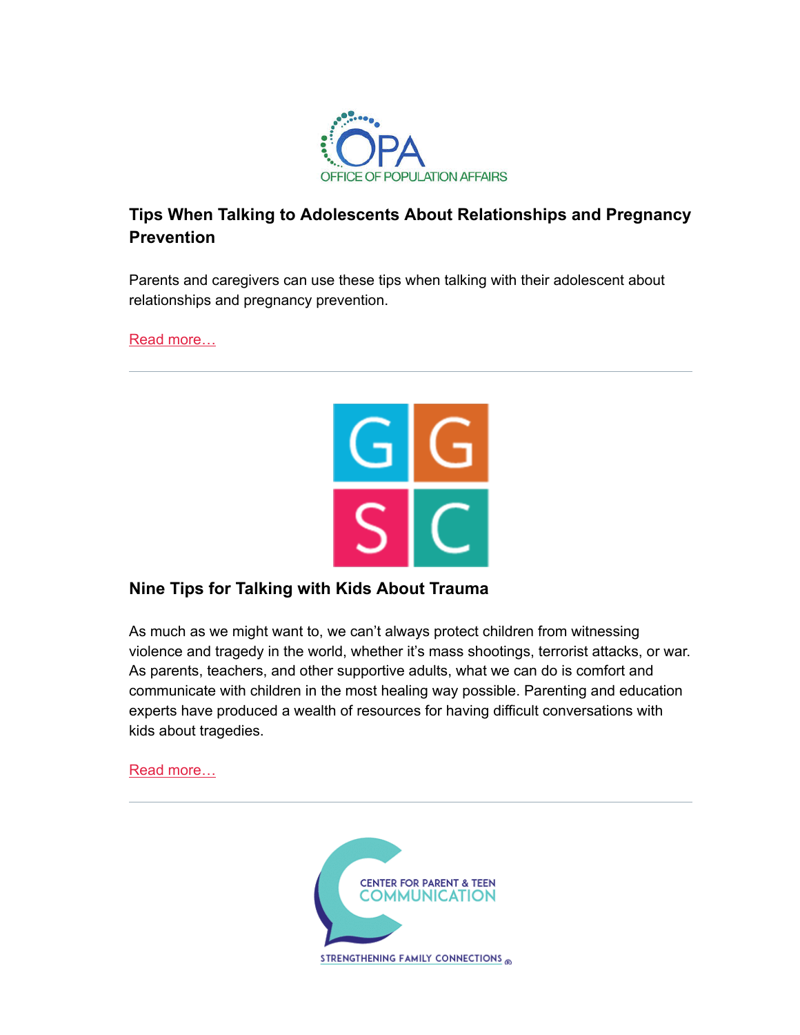OFFICE OF POPULATION AFFAIRS

## Tips When Talking to Adolescents About Relationships and Pregnancy Prevention

Parents and caregivers can use these tips when talking with their adolescent about relationships and pregnancy prevention.

Read more…

---

## Nine Tips for Talking with Kids About Trauma

As much as we might want to, we can't always protect children from witnessing violence and tragedy in the world, whether it's mass shootings, terrorist attacks, or war. As parents, teachers, and other supportive adults, what we can do is comfort and communicate with children in the most healing way possible. Parenting and education experts have produced a wealth of resources for having difficult conversations with kids about tragedies.

Read more…

---

CENTER FOR PARENT & TEEN COMMUNICATION

STRENGTHENING FAMILY CONNECTIONS®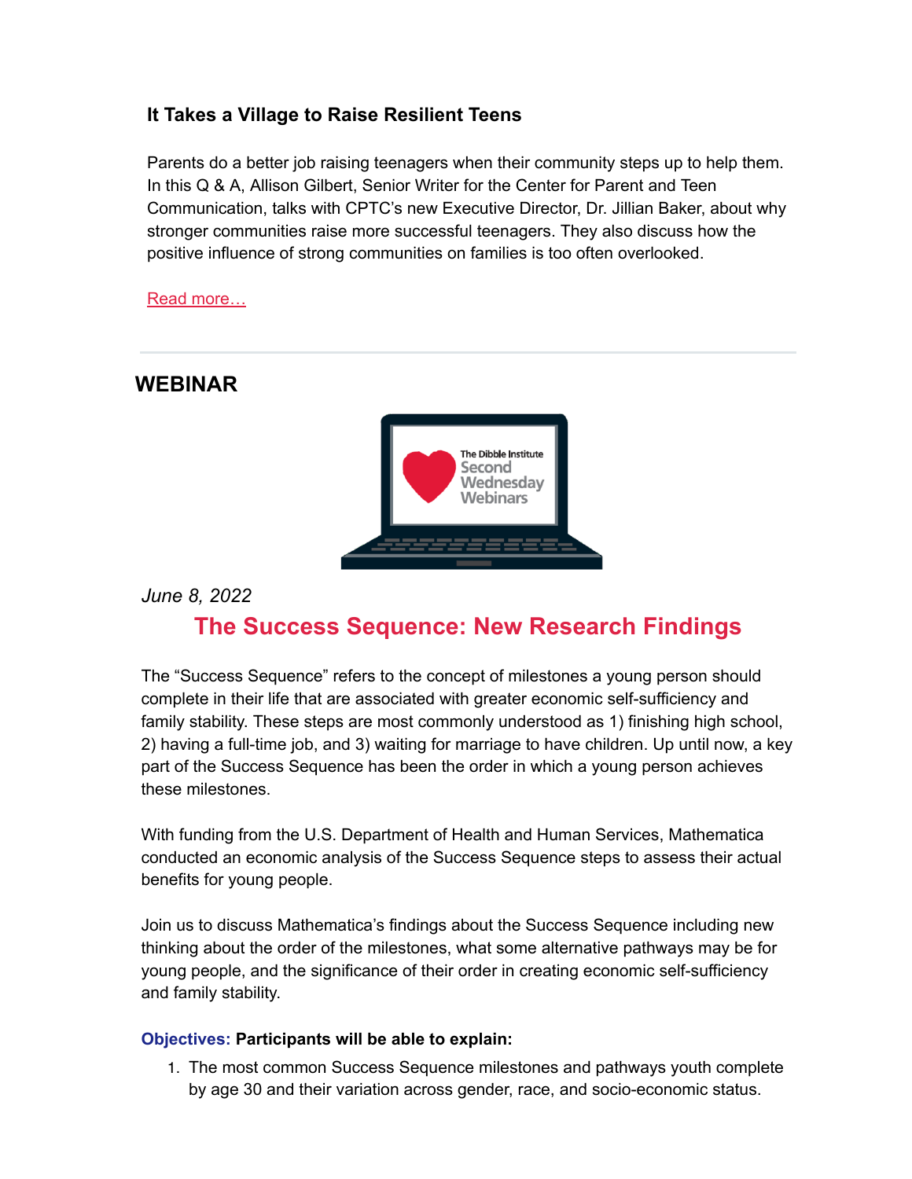### It Takes a Village to Raise Resilient Teens

Parents do a better job raising teenagers when their community steps up to help them. In this Q & A, Allison Gilbert, Senior Writer for the Center for Parent and Teen Communication, talks with CPTC's new Executive Director, Dr. Jillian Baker, about why stronger communities raise more successful teenagers. They also discuss how the positive influence of strong communities on families is too often overlooked.

Read more…

---

## WEBINAR

*June 8, 2022*

## The Success Sequence: New Research Findings

The "Success Sequence" refers to the concept of milestones a young person should complete in their life that are associated with greater economic self-sufficiency and family stability. These steps are most commonly understood as 1) finishing high school, 2) having a full-time job, and 3) waiting for marriage to have children. Up until now, a key part of the Success Sequence has been the order in which a young person achieves these milestones.

With funding from the U.S. Department of Health and Human Services, Mathematica conducted an economic analysis of the Success Sequence steps to assess their actual benefits for young people.

Join us to discuss Mathematica's findings about the Success Sequence including new thinking about the order of the milestones, what some alternative pathways may be for young people, and the significance of their order in creating economic self-sufficiency and family stability.

**Objectives: Participants will be able to explain:**

1. The most common Success Sequence milestones and pathways youth complete by age 30 and their variation across gender, race, and socio-economic status.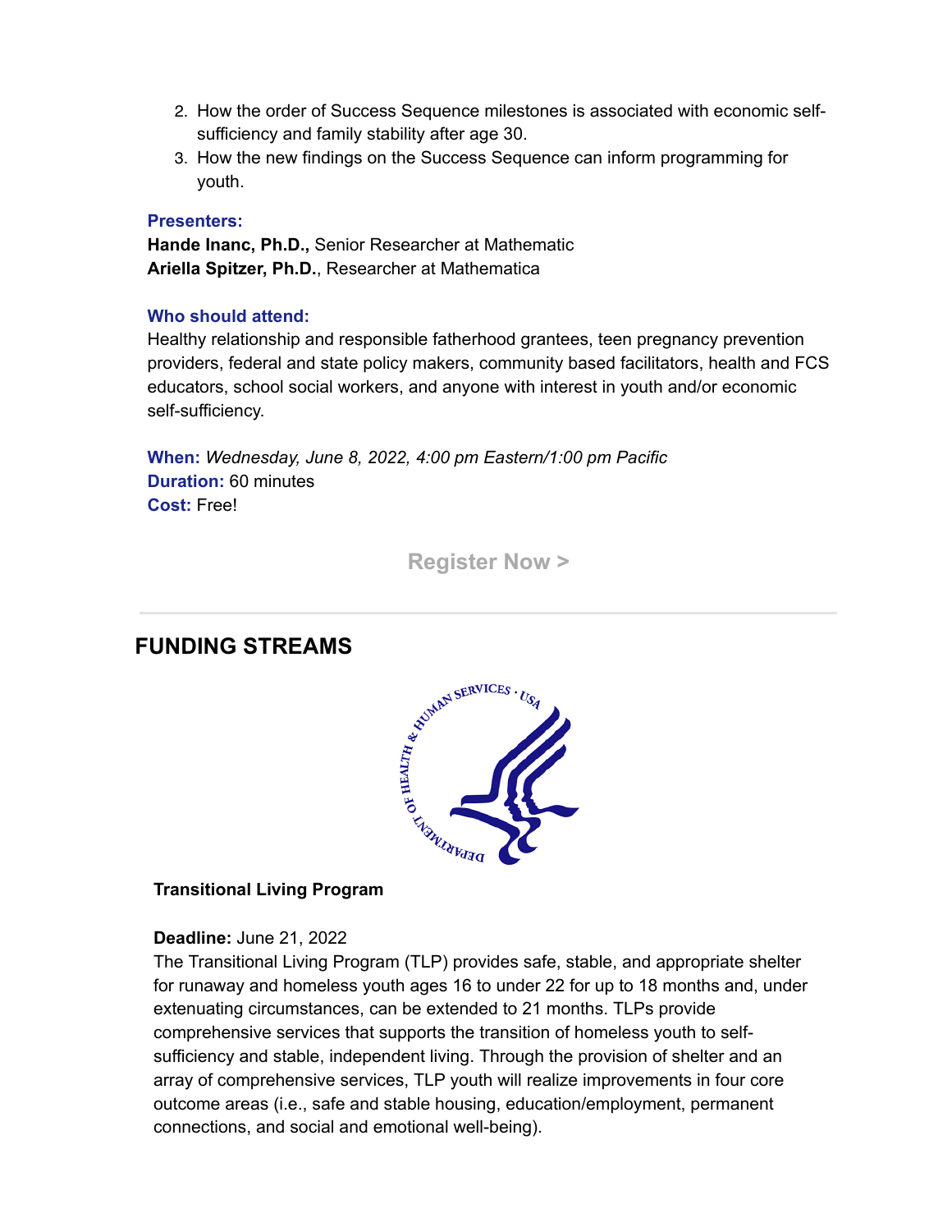2. How the order of Success Sequence milestones is associated with economic self-sufficiency and family stability after age 30.
3. How the new findings on the Success Sequence can inform programming for youth.

**Presenters:**
**Hande Inanc, Ph.D.,** Senior Researcher at Mathematic
**Ariella Spitzer, Ph.D.**, Researcher at Mathematica

**Who should attend:**
Healthy relationship and responsible fatherhood grantees, teen pregnancy prevention providers, federal and state policy makers, community based facilitators, health and FCS educators, school social workers, and anyone with interest in youth and/or economic self-sufficiency.

**When:** *Wednesday, June 8, 2022, 4:00 pm Eastern/1:00 pm Pacific*
**Duration:** 60 minutes
**Cost:** Free!

**Register Now >**

---

## FUNDING STREAMS

**Transitional Living Program**

**Deadline:** June 21, 2022
The Transitional Living Program (TLP) provides safe, stable, and appropriate shelter for runaway and homeless youth ages 16 to under 22 for up to 18 months and, under extenuating circumstances, can be extended to 21 months. TLPs provide comprehensive services that supports the transition of homeless youth to self-sufficiency and stable, independent living. Through the provision of shelter and an array of comprehensive services, TLP youth will realize improvements in four core outcome areas (i.e., safe and stable housing, education/employment, permanent connections, and social and emotional well-being).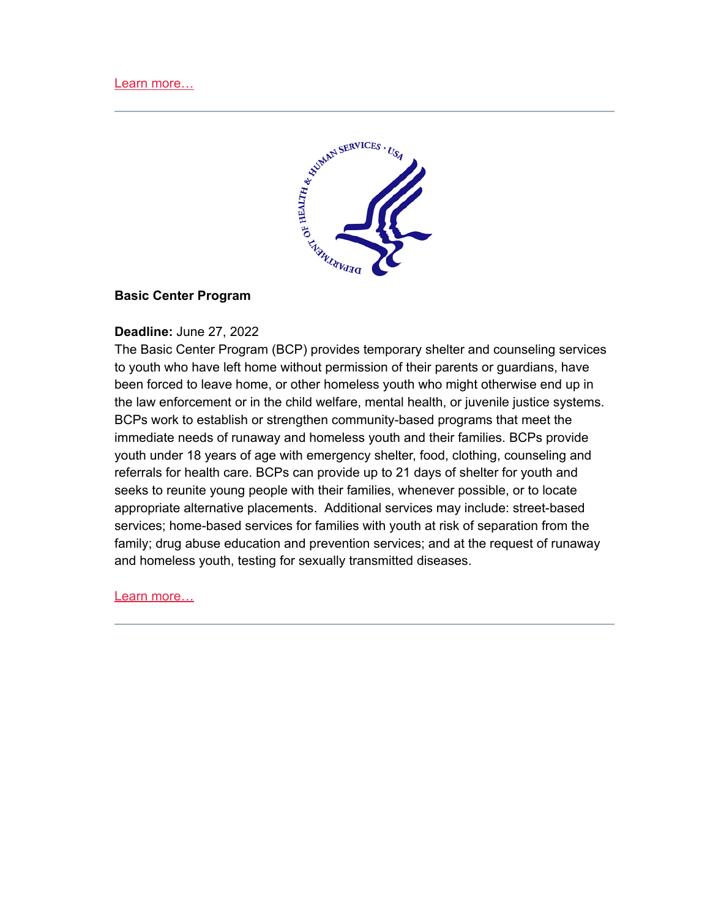Learn more…

---

**Basic Center Program**

**Deadline:** June 27, 2022
The Basic Center Program (BCP) provides temporary shelter and counseling services to youth who have left home without permission of their parents or guardians, have been forced to leave home, or other homeless youth who might otherwise end up in the law enforcement or in the child welfare, mental health, or juvenile justice systems. BCPs work to establish or strengthen community-based programs that meet the immediate needs of runaway and homeless youth and their families. BCPs provide youth under 18 years of age with emergency shelter, food, clothing, counseling and referrals for health care. BCPs can provide up to 21 days of shelter for youth and seeks to reunite young people with their families, whenever possible, or to locate appropriate alternative placements. Additional services may include: street-based services; home-based services for families with youth at risk of separation from the family; drug abuse education and prevention services; and at the request of runaway and homeless youth, testing for sexually transmitted diseases.

Learn more…

---